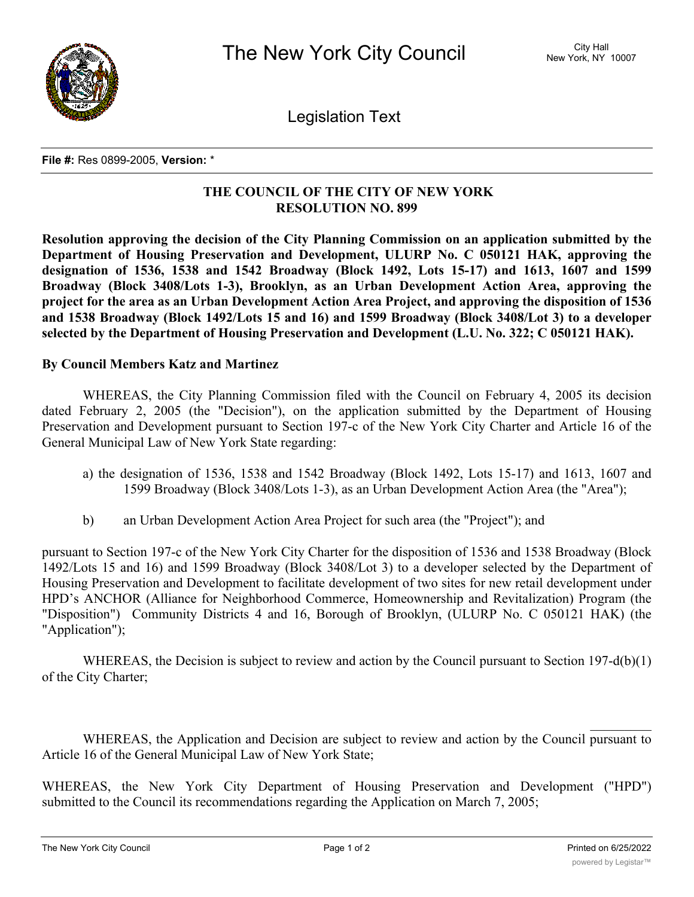# The New York City Council

City Hall
New York, NY 10007

Legislation Text

**File #:** Res 0899-2005, **Version:** *

**THE COUNCIL OF THE CITY OF NEW YORK**
**RESOLUTION NO. 899**

**Resolution approving the decision of the City Planning Commission on an application submitted by the Department of Housing Preservation and Development, ULURP No. C 050121 HAK, approving the designation of 1536, 1538 and 1542 Broadway (Block 1492, Lots 15-17) and 1613, 1607 and 1599 Broadway (Block 3408/Lots 1-3), Brooklyn, as an Urban Development Action Area, approving the project for the area as an Urban Development Action Area Project, and approving the disposition of 1536 and 1538 Broadway (Block 1492/Lots 15 and 16) and 1599 Broadway (Block 3408/Lot 3) to a developer selected by the Department of Housing Preservation and Development (L.U. No. 322; C 050121 HAK).**

**By Council Members Katz and Martinez**

WHEREAS, the City Planning Commission filed with the Council on February 4, 2005 its decision dated February 2, 2005 (the "Decision"), on the application submitted by the Department of Housing Preservation and Development pursuant to Section 197-c of the New York City Charter and Article 16 of the General Municipal Law of New York State regarding:

a) the designation of 1536, 1538 and 1542 Broadway (Block 1492, Lots 15-17) and 1613, 1607 and 1599 Broadway (Block 3408/Lots 1-3), as an Urban Development Action Area (the "Area");

b) an Urban Development Action Area Project for such area (the "Project"); and

pursuant to Section 197-c of the New York City Charter for the disposition of 1536 and 1538 Broadway (Block 1492/Lots 15 and 16) and 1599 Broadway (Block 3408/Lot 3) to a developer selected by the Department of Housing Preservation and Development to facilitate development of two sites for new retail development under HPD's ANCHOR (Alliance for Neighborhood Commerce, Homeownership and Revitalization) Program (the "Disposition") Community Districts 4 and 16, Borough of Brooklyn, (ULURP No. C 050121 HAK) (the "Application");

WHEREAS, the Decision is subject to review and action by the Council pursuant to Section 197-d(b)(1) of the City Charter;

WHEREAS, the Application and Decision are subject to review and action by the Council pursuant to Article 16 of the General Municipal Law of New York State;

WHEREAS, the New York City Department of Housing Preservation and Development ("HPD") submitted to the Council its recommendations regarding the Application on March 7, 2005;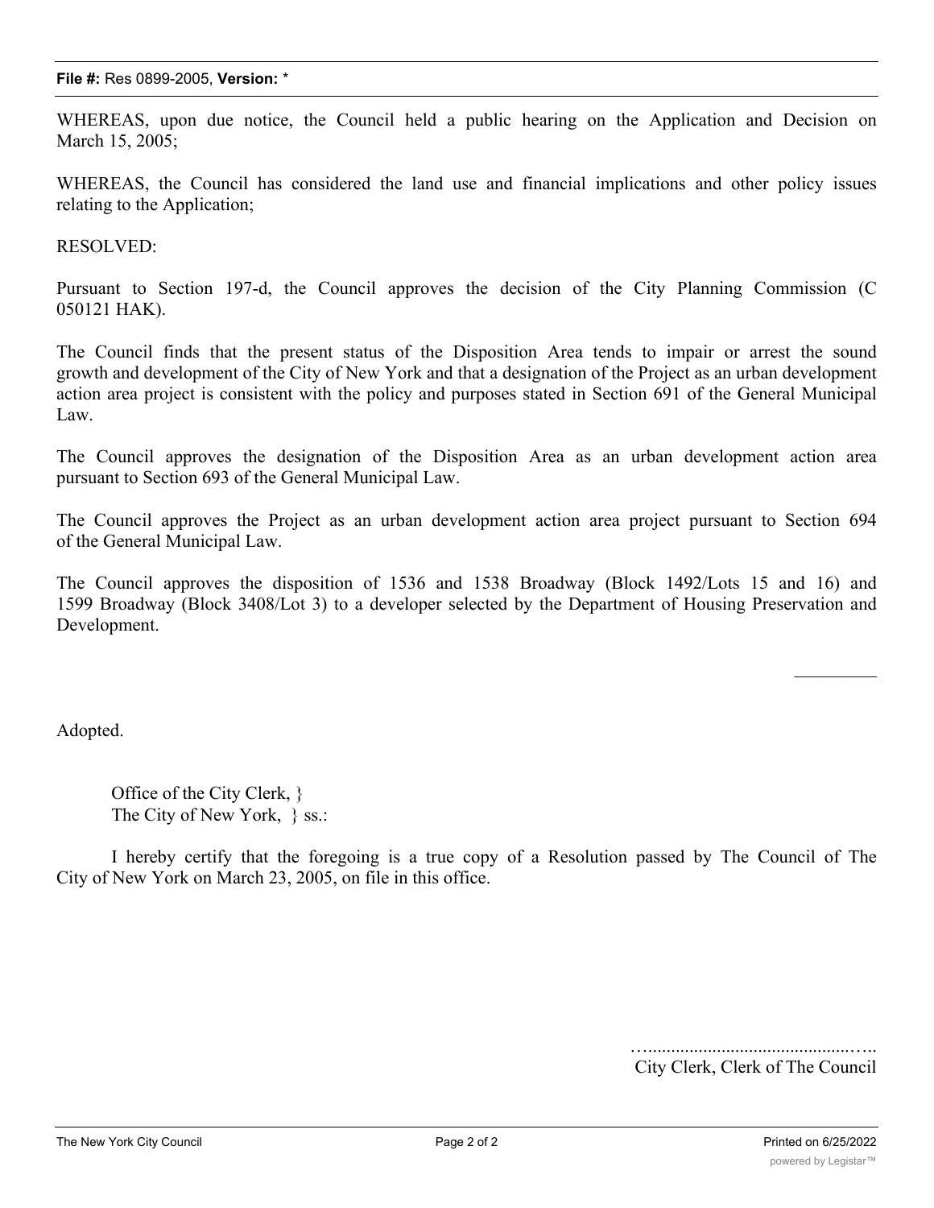WHEREAS, upon due notice, the Council held a public hearing on the Application and Decision on March 15, 2005;

WHEREAS, the Council has considered the land use and financial implications and other policy issues relating to the Application;

RESOLVED:

Pursuant to Section 197-d, the Council approves the decision of the City Planning Commission (C 050121 HAK).

The Council finds that the present status of the Disposition Area tends to impair or arrest the sound growth and development of the City of New York and that a designation of the Project as an urban development action area project is consistent with the policy and purposes stated in Section 691 of the General Municipal Law.

The Council approves the designation of the Disposition Area as an urban development action area pursuant to Section 693 of the General Municipal Law.

The Council approves the Project as an urban development action area project pursuant to Section 694 of the General Municipal Law.

The Council approves the disposition of 1536 and 1538 Broadway (Block 1492/Lots 15 and 16) and 1599 Broadway (Block 3408/Lot 3) to a developer selected by the Department of Housing Preservation and Development.

Adopted.

Office of the City Clerk, }
The City of New York, } ss.:

I hereby certify that the foregoing is a true copy of a Resolution passed by The Council of The City of New York on March 23, 2005, on file in this office.

…..........................................…..
City Clerk, Clerk of The Council